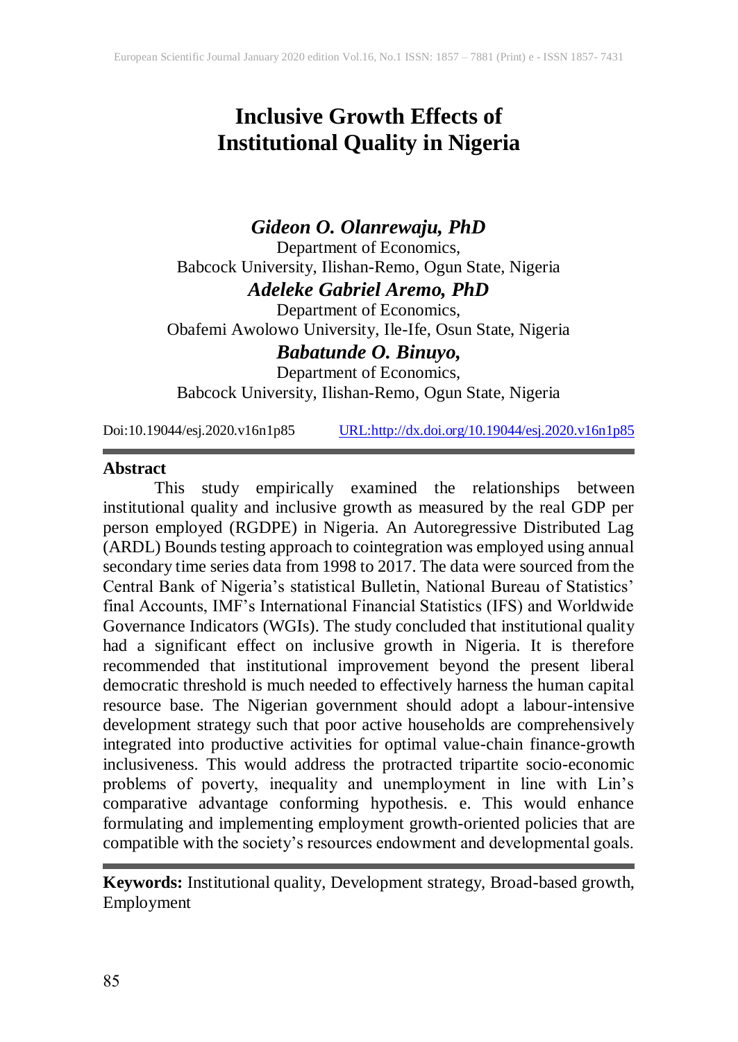# Inclusive Growth Effects of Institutional Quality in Nigeria

***Gideon O. Olanrewaju, PhD***
Department of Economics,
Babcock University, Ilishan-Remo, Ogun State, Nigeria

***Adeleke Gabriel Aremo, PhD***
Department of Economics,
Obafemi Awolowo University, Ile-Ife, Osun State, Nigeria

***Babatunde O. Binuyo,***
Department of Economics,
Babcock University, Ilishan-Remo, Ogun State, Nigeria

Doi:10.19044/esj.2020.v16n1p85 URL:http://dx.doi.org/10.19044/esj.2020.v16n1p85

## Abstract

This study empirically examined the relationships between institutional quality and inclusive growth as measured by the real GDP per person employed (RGDPE) in Nigeria. An Autoregressive Distributed Lag (ARDL) Bounds testing approach to cointegration was employed using annual secondary time series data from 1998 to 2017. The data were sourced from the Central Bank of Nigeria's statistical Bulletin, National Bureau of Statistics' final Accounts, IMF's International Financial Statistics (IFS) and Worldwide Governance Indicators (WGIs). The study concluded that institutional quality had a significant effect on inclusive growth in Nigeria. It is therefore recommended that institutional improvement beyond the present liberal democratic threshold is much needed to effectively harness the human capital resource base. The Nigerian government should adopt a labour-intensive development strategy such that poor active households are comprehensively integrated into productive activities for optimal value-chain finance-growth inclusiveness. This would address the protracted tripartite socio-economic problems of poverty, inequality and unemployment in line with Lin's comparative advantage conforming hypothesis. e. This would enhance formulating and implementing employment growth-oriented policies that are compatible with the society's resources endowment and developmental goals.

**Keywords:** Institutional quality, Development strategy, Broad-based growth, Employment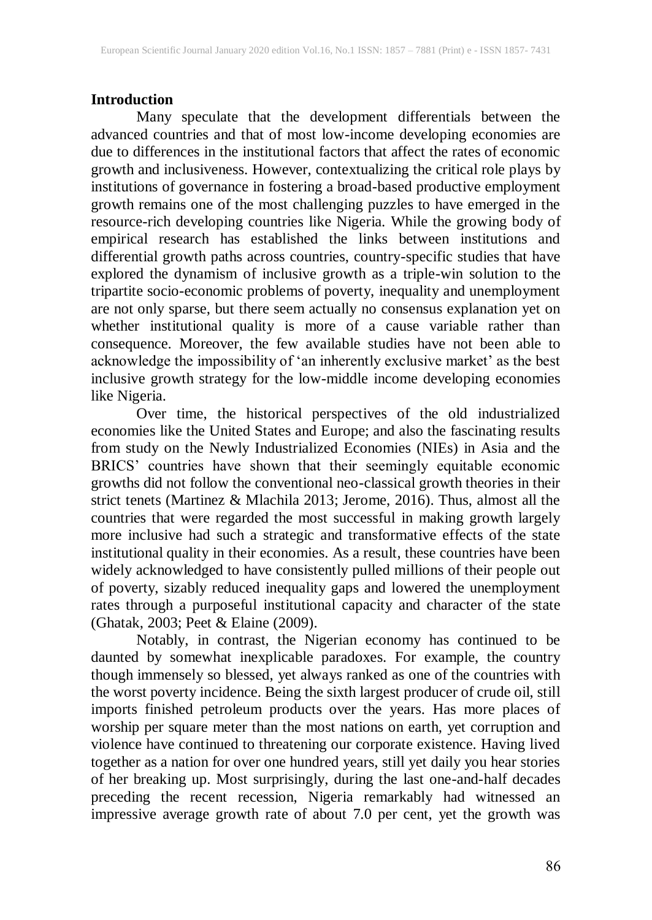## Introduction

Many speculate that the development differentials between the advanced countries and that of most low-income developing economies are due to differences in the institutional factors that affect the rates of economic growth and inclusiveness. However, contextualizing the critical role plays by institutions of governance in fostering a broad-based productive employment growth remains one of the most challenging puzzles to have emerged in the resource-rich developing countries like Nigeria. While the growing body of empirical research has established the links between institutions and differential growth paths across countries, country-specific studies that have explored the dynamism of inclusive growth as a triple-win solution to the tripartite socio-economic problems of poverty, inequality and unemployment are not only sparse, but there seem actually no consensus explanation yet on whether institutional quality is more of a cause variable rather than consequence. Moreover, the few available studies have not been able to acknowledge the impossibility of 'an inherently exclusive market' as the best inclusive growth strategy for the low-middle income developing economies like Nigeria.

Over time, the historical perspectives of the old industrialized economies like the United States and Europe; and also the fascinating results from study on the Newly Industrialized Economies (NIEs) in Asia and the BRICS' countries have shown that their seemingly equitable economic growths did not follow the conventional neo-classical growth theories in their strict tenets (Martinez & Mlachila 2013; Jerome, 2016). Thus, almost all the countries that were regarded the most successful in making growth largely more inclusive had such a strategic and transformative effects of the state institutional quality in their economies. As a result, these countries have been widely acknowledged to have consistently pulled millions of their people out of poverty, sizably reduced inequality gaps and lowered the unemployment rates through a purposeful institutional capacity and character of the state (Ghatak, 2003; Peet & Elaine (2009).

Notably, in contrast, the Nigerian economy has continued to be daunted by somewhat inexplicable paradoxes. For example, the country though immensely so blessed, yet always ranked as one of the countries with the worst poverty incidence. Being the sixth largest producer of crude oil, still imports finished petroleum products over the years. Has more places of worship per square meter than the most nations on earth, yet corruption and violence have continued to threatening our corporate existence. Having lived together as a nation for over one hundred years, still yet daily you hear stories of her breaking up. Most surprisingly, during the last one-and-half decades preceding the recent recession, Nigeria remarkably had witnessed an impressive average growth rate of about 7.0 per cent, yet the growth was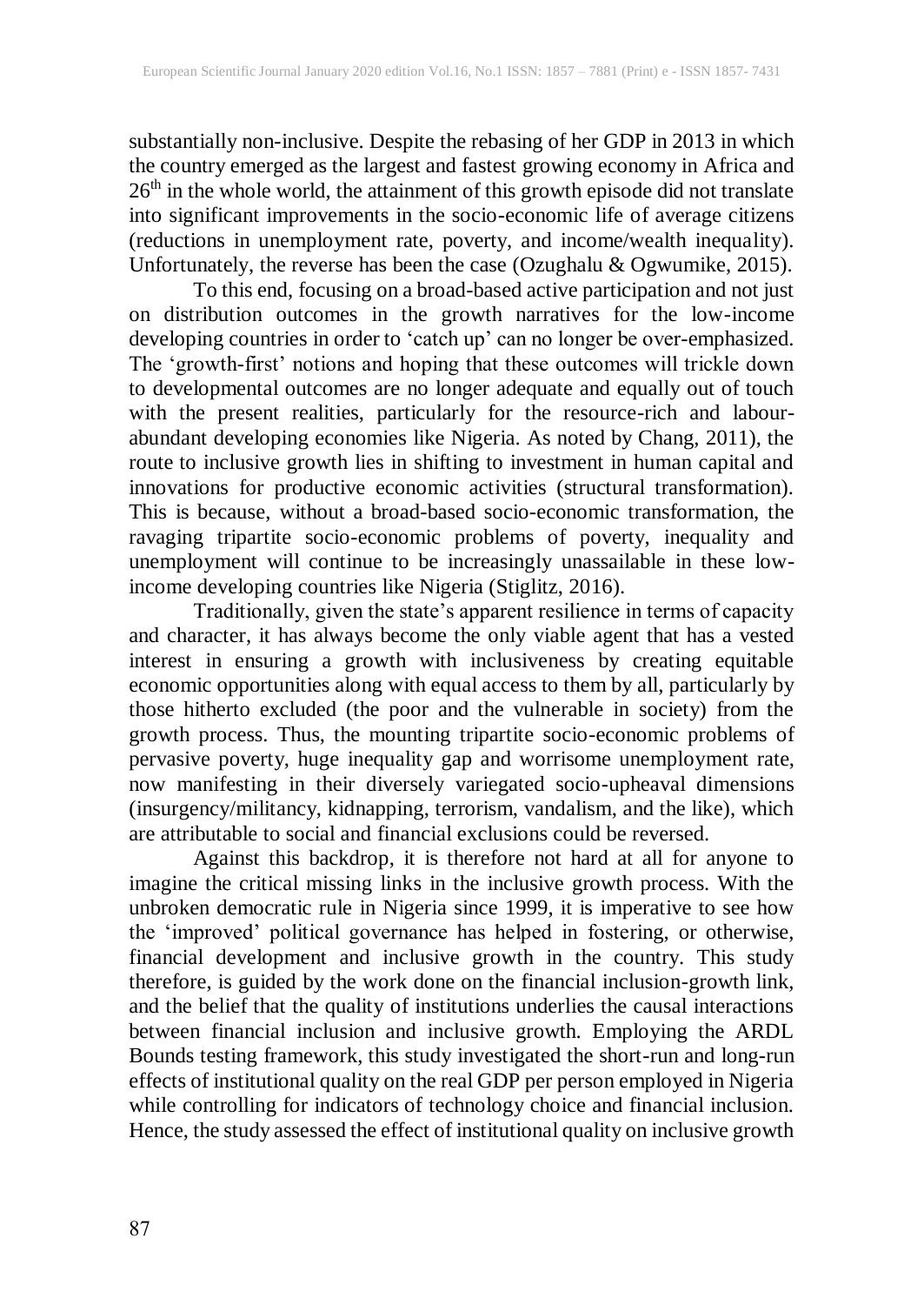substantially non-inclusive. Despite the rebasing of her GDP in 2013 in which the country emerged as the largest and fastest growing economy in Africa and 26th in the whole world, the attainment of this growth episode did not translate into significant improvements in the socio-economic life of average citizens (reductions in unemployment rate, poverty, and income/wealth inequality). Unfortunately, the reverse has been the case (Ozughalu & Ogwumike, 2015).

To this end, focusing on a broad-based active participation and not just on distribution outcomes in the growth narratives for the low-income developing countries in order to 'catch up' can no longer be over-emphasized. The 'growth-first' notions and hoping that these outcomes will trickle down to developmental outcomes are no longer adequate and equally out of touch with the present realities, particularly for the resource-rich and labour-abundant developing economies like Nigeria. As noted by Chang, 2011), the route to inclusive growth lies in shifting to investment in human capital and innovations for productive economic activities (structural transformation). This is because, without a broad-based socio-economic transformation, the ravaging tripartite socio-economic problems of poverty, inequality and unemployment will continue to be increasingly unassailable in these low-income developing countries like Nigeria (Stiglitz, 2016).

Traditionally, given the state's apparent resilience in terms of capacity and character, it has always become the only viable agent that has a vested interest in ensuring a growth with inclusiveness by creating equitable economic opportunities along with equal access to them by all, particularly by those hitherto excluded (the poor and the vulnerable in society) from the growth process. Thus, the mounting tripartite socio-economic problems of pervasive poverty, huge inequality gap and worrisome unemployment rate, now manifesting in their diversely variegated socio-upheaval dimensions (insurgency/militancy, kidnapping, terrorism, vandalism, and the like), which are attributable to social and financial exclusions could be reversed.

Against this backdrop, it is therefore not hard at all for anyone to imagine the critical missing links in the inclusive growth process. With the unbroken democratic rule in Nigeria since 1999, it is imperative to see how the 'improved' political governance has helped in fostering, or otherwise, financial development and inclusive growth in the country. This study therefore, is guided by the work done on the financial inclusion-growth link, and the belief that the quality of institutions underlies the causal interactions between financial inclusion and inclusive growth. Employing the ARDL Bounds testing framework, this study investigated the short-run and long-run effects of institutional quality on the real GDP per person employed in Nigeria while controlling for indicators of technology choice and financial inclusion. Hence, the study assessed the effect of institutional quality on inclusive growth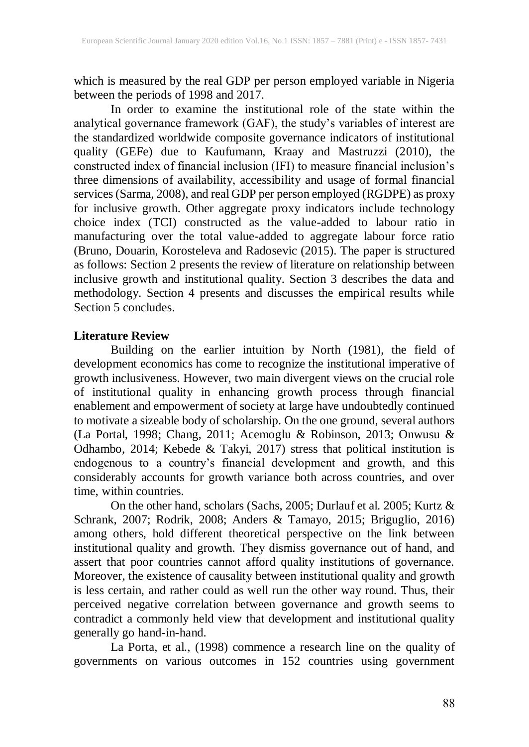which is measured by the real GDP per person employed variable in Nigeria between the periods of 1998 and 2017.

In order to examine the institutional role of the state within the analytical governance framework (GAF), the study's variables of interest are the standardized worldwide composite governance indicators of institutional quality (GEFe) due to Kaufumann, Kraay and Mastruzzi (2010), the constructed index of financial inclusion (IFI) to measure financial inclusion's three dimensions of availability, accessibility and usage of formal financial services (Sarma, 2008), and real GDP per person employed (RGDPE) as proxy for inclusive growth. Other aggregate proxy indicators include technology choice index (TCI) constructed as the value-added to labour ratio in manufacturing over the total value-added to aggregate labour force ratio (Bruno, Douarin, Korosteleva and Radosevic (2015). The paper is structured as follows: Section 2 presents the review of literature on relationship between inclusive growth and institutional quality. Section 3 describes the data and methodology. Section 4 presents and discusses the empirical results while Section 5 concludes.

## Literature Review

Building on the earlier intuition by North (1981), the field of development economics has come to recognize the institutional imperative of growth inclusiveness. However, two main divergent views on the crucial role of institutional quality in enhancing growth process through financial enablement and empowerment of society at large have undoubtedly continued to motivate a sizeable body of scholarship. On the one ground, several authors (La Portal, 1998; Chang, 2011; Acemoglu & Robinson, 2013; Onwusu & Odhambo, 2014; Kebede & Takyi, 2017) stress that political institution is endogenous to a country's financial development and growth, and this considerably accounts for growth variance both across countries, and over time, within countries.

On the other hand, scholars (Sachs, 2005; Durlauf et al. 2005; Kurtz & Schrank, 2007; Rodrik, 2008; Anders & Tamayo, 2015; Briguglio, 2016) among others, hold different theoretical perspective on the link between institutional quality and growth. They dismiss governance out of hand, and assert that poor countries cannot afford quality institutions of governance. Moreover, the existence of causality between institutional quality and growth is less certain, and rather could as well run the other way round. Thus, their perceived negative correlation between governance and growth seems to contradict a commonly held view that development and institutional quality generally go hand-in-hand.

La Porta, et al., (1998) commence a research line on the quality of governments on various outcomes in 152 countries using government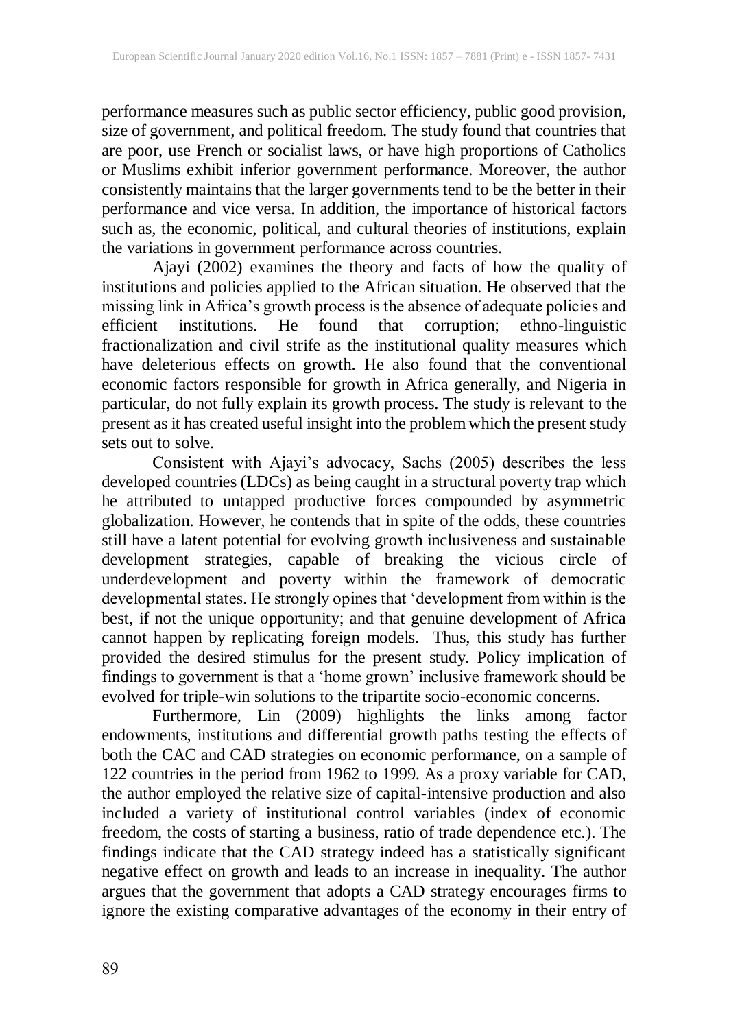performance measures such as public sector efficiency, public good provision, size of government, and political freedom. The study found that countries that are poor, use French or socialist laws, or have high proportions of Catholics or Muslims exhibit inferior government performance. Moreover, the author consistently maintains that the larger governments tend to be the better in their performance and vice versa. In addition, the importance of historical factors such as, the economic, political, and cultural theories of institutions, explain the variations in government performance across countries.

Ajayi (2002) examines the theory and facts of how the quality of institutions and policies applied to the African situation. He observed that the missing link in Africa's growth process is the absence of adequate policies and efficient institutions. He found that corruption; ethno-linguistic fractionalization and civil strife as the institutional quality measures which have deleterious effects on growth. He also found that the conventional economic factors responsible for growth in Africa generally, and Nigeria in particular, do not fully explain its growth process. The study is relevant to the present as it has created useful insight into the problem which the present study sets out to solve.

Consistent with Ajayi's advocacy, Sachs (2005) describes the less developed countries (LDCs) as being caught in a structural poverty trap which he attributed to untapped productive forces compounded by asymmetric globalization. However, he contends that in spite of the odds, these countries still have a latent potential for evolving growth inclusiveness and sustainable development strategies, capable of breaking the vicious circle of underdevelopment and poverty within the framework of democratic developmental states. He strongly opines that 'development from within is the best, if not the unique opportunity; and that genuine development of Africa cannot happen by replicating foreign models. Thus, this study has further provided the desired stimulus for the present study. Policy implication of findings to government is that a 'home grown' inclusive framework should be evolved for triple-win solutions to the tripartite socio-economic concerns.

Furthermore, Lin (2009) highlights the links among factor endowments, institutions and differential growth paths testing the effects of both the CAC and CAD strategies on economic performance, on a sample of 122 countries in the period from 1962 to 1999. As a proxy variable for CAD, the author employed the relative size of capital-intensive production and also included a variety of institutional control variables (index of economic freedom, the costs of starting a business, ratio of trade dependence etc.). The findings indicate that the CAD strategy indeed has a statistically significant negative effect on growth and leads to an increase in inequality. The author argues that the government that adopts a CAD strategy encourages firms to ignore the existing comparative advantages of the economy in their entry of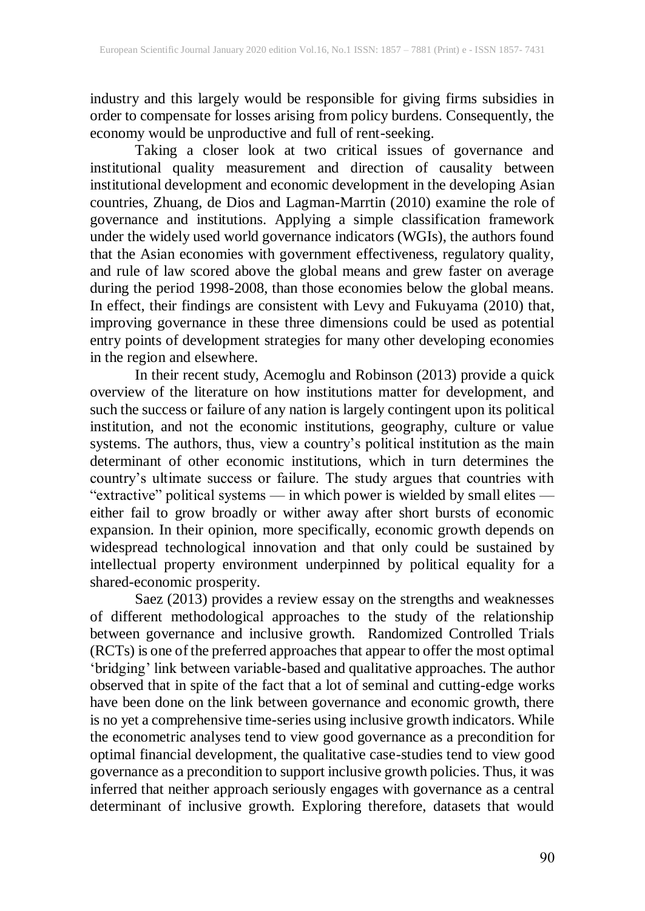industry and this largely would be responsible for giving firms subsidies in order to compensate for losses arising from policy burdens. Consequently, the economy would be unproductive and full of rent-seeking.

Taking a closer look at two critical issues of governance and institutional quality measurement and direction of causality between institutional development and economic development in the developing Asian countries, Zhuang, de Dios and Lagman-Marrtin (2010) examine the role of governance and institutions. Applying a simple classification framework under the widely used world governance indicators (WGIs), the authors found that the Asian economies with government effectiveness, regulatory quality, and rule of law scored above the global means and grew faster on average during the period 1998-2008, than those economies below the global means. In effect, their findings are consistent with Levy and Fukuyama (2010) that, improving governance in these three dimensions could be used as potential entry points of development strategies for many other developing economies in the region and elsewhere.

In their recent study, Acemoglu and Robinson (2013) provide a quick overview of the literature on how institutions matter for development, and such the success or failure of any nation is largely contingent upon its political institution, and not the economic institutions, geography, culture or value systems. The authors, thus, view a country's political institution as the main determinant of other economic institutions, which in turn determines the country's ultimate success or failure. The study argues that countries with "extractive" political systems — in which power is wielded by small elites — either fail to grow broadly or wither away after short bursts of economic expansion. In their opinion, more specifically, economic growth depends on widespread technological innovation and that only could be sustained by intellectual property environment underpinned by political equality for a shared-economic prosperity.

Saez (2013) provides a review essay on the strengths and weaknesses of different methodological approaches to the study of the relationship between governance and inclusive growth. Randomized Controlled Trials (RCTs) is one of the preferred approaches that appear to offer the most optimal 'bridging' link between variable-based and qualitative approaches. The author observed that in spite of the fact that a lot of seminal and cutting-edge works have been done on the link between governance and economic growth, there is no yet a comprehensive time-series using inclusive growth indicators. While the econometric analyses tend to view good governance as a precondition for optimal financial development, the qualitative case-studies tend to view good governance as a precondition to support inclusive growth policies. Thus, it was inferred that neither approach seriously engages with governance as a central determinant of inclusive growth. Exploring therefore, datasets that would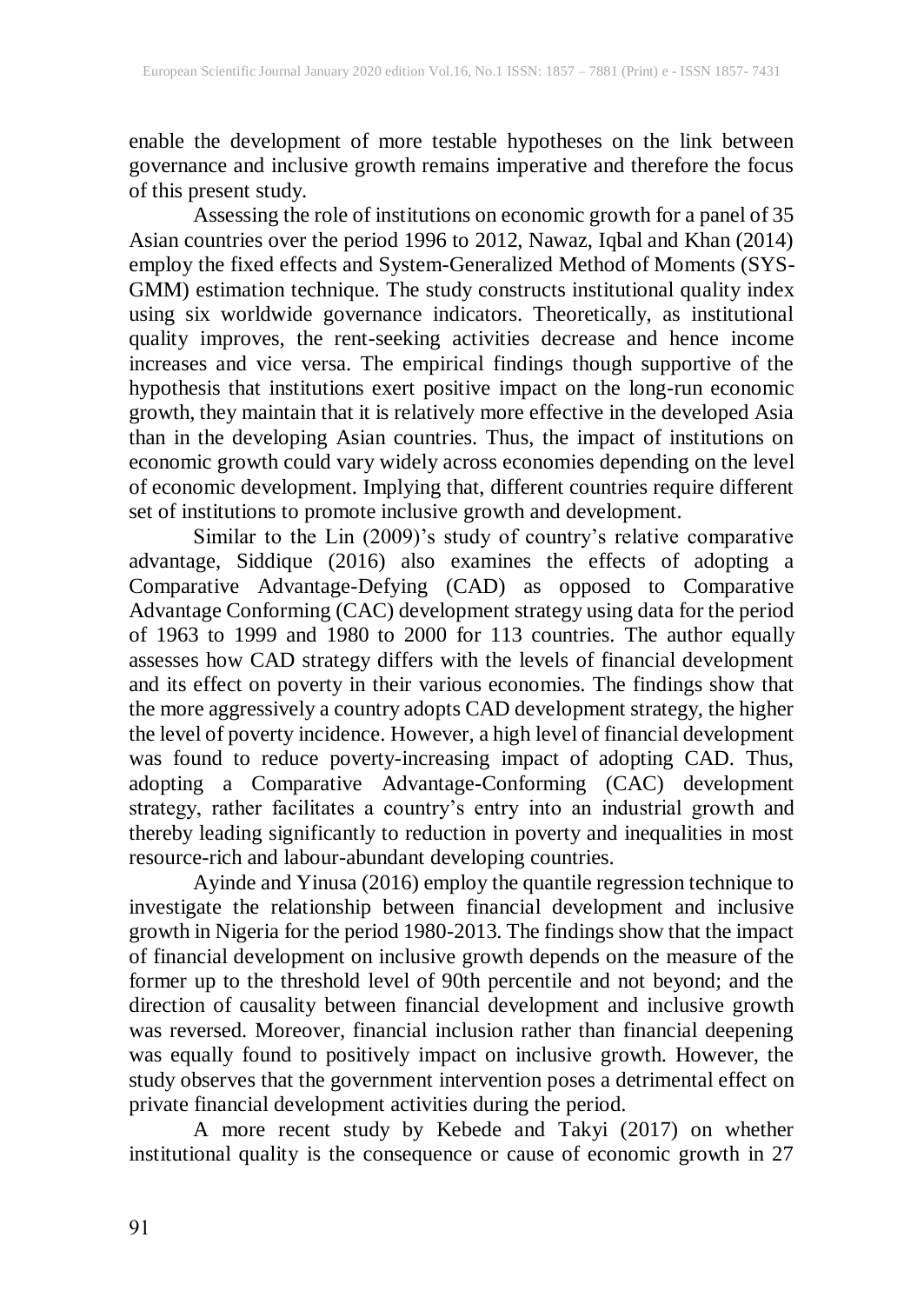enable the development of more testable hypotheses on the link between governance and inclusive growth remains imperative and therefore the focus of this present study.

Assessing the role of institutions on economic growth for a panel of 35 Asian countries over the period 1996 to 2012, Nawaz, Iqbal and Khan (2014) employ the fixed effects and System-Generalized Method of Moments (SYS-GMM) estimation technique. The study constructs institutional quality index using six worldwide governance indicators. Theoretically, as institutional quality improves, the rent-seeking activities decrease and hence income increases and vice versa. The empirical findings though supportive of the hypothesis that institutions exert positive impact on the long-run economic growth, they maintain that it is relatively more effective in the developed Asia than in the developing Asian countries. Thus, the impact of institutions on economic growth could vary widely across economies depending on the level of economic development. Implying that, different countries require different set of institutions to promote inclusive growth and development.

Similar to the Lin (2009)'s study of country's relative comparative advantage, Siddique (2016) also examines the effects of adopting a Comparative Advantage-Defying (CAD) as opposed to Comparative Advantage Conforming (CAC) development strategy using data for the period of 1963 to 1999 and 1980 to 2000 for 113 countries. The author equally assesses how CAD strategy differs with the levels of financial development and its effect on poverty in their various economies. The findings show that the more aggressively a country adopts CAD development strategy, the higher the level of poverty incidence. However, a high level of financial development was found to reduce poverty-increasing impact of adopting CAD. Thus, adopting a Comparative Advantage-Conforming (CAC) development strategy, rather facilitates a country's entry into an industrial growth and thereby leading significantly to reduction in poverty and inequalities in most resource-rich and labour-abundant developing countries.

Ayinde and Yinusa (2016) employ the quantile regression technique to investigate the relationship between financial development and inclusive growth in Nigeria for the period 1980-2013. The findings show that the impact of financial development on inclusive growth depends on the measure of the former up to the threshold level of 90th percentile and not beyond; and the direction of causality between financial development and inclusive growth was reversed. Moreover, financial inclusion rather than financial deepening was equally found to positively impact on inclusive growth. However, the study observes that the government intervention poses a detrimental effect on private financial development activities during the period.

A more recent study by Kebede and Takyi (2017) on whether institutional quality is the consequence or cause of economic growth in 27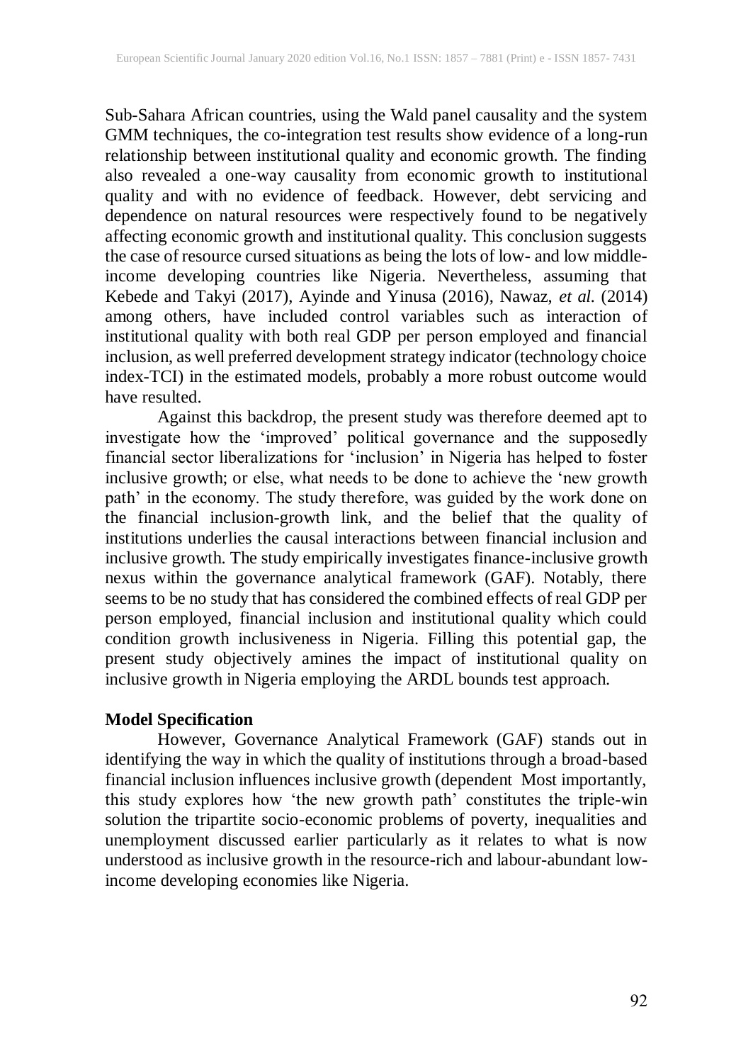Sub-Sahara African countries, using the Wald panel causality and the system GMM techniques, the co-integration test results show evidence of a long-run relationship between institutional quality and economic growth. The finding also revealed a one-way causality from economic growth to institutional quality and with no evidence of feedback. However, debt servicing and dependence on natural resources were respectively found to be negatively affecting economic growth and institutional quality. This conclusion suggests the case of resource cursed situations as being the lots of low- and low middle-income developing countries like Nigeria. Nevertheless, assuming that Kebede and Takyi (2017), Ayinde and Yinusa (2016), Nawaz, *et al.* (2014) among others, have included control variables such as interaction of institutional quality with both real GDP per person employed and financial inclusion, as well preferred development strategy indicator (technology choice index-TCI) in the estimated models, probably a more robust outcome would have resulted.

Against this backdrop, the present study was therefore deemed apt to investigate how the 'improved' political governance and the supposedly financial sector liberalizations for 'inclusion' in Nigeria has helped to foster inclusive growth; or else, what needs to be done to achieve the 'new growth path' in the economy. The study therefore, was guided by the work done on the financial inclusion-growth link, and the belief that the quality of institutions underlies the causal interactions between financial inclusion and inclusive growth. The study empirically investigates finance-inclusive growth nexus within the governance analytical framework (GAF). Notably, there seems to be no study that has considered the combined effects of real GDP per person employed, financial inclusion and institutional quality which could condition growth inclusiveness in Nigeria. Filling this potential gap, the present study objectively amines the impact of institutional quality on inclusive growth in Nigeria employing the ARDL bounds test approach.

## Model Specification

However, Governance Analytical Framework (GAF) stands out in identifying the way in which the quality of institutions through a broad-based financial inclusion influences inclusive growth (dependent Most importantly, this study explores how 'the new growth path' constitutes the triple-win solution the tripartite socio-economic problems of poverty, inequalities and unemployment discussed earlier particularly as it relates to what is now understood as inclusive growth in the resource-rich and labour-abundant low-income developing economies like Nigeria.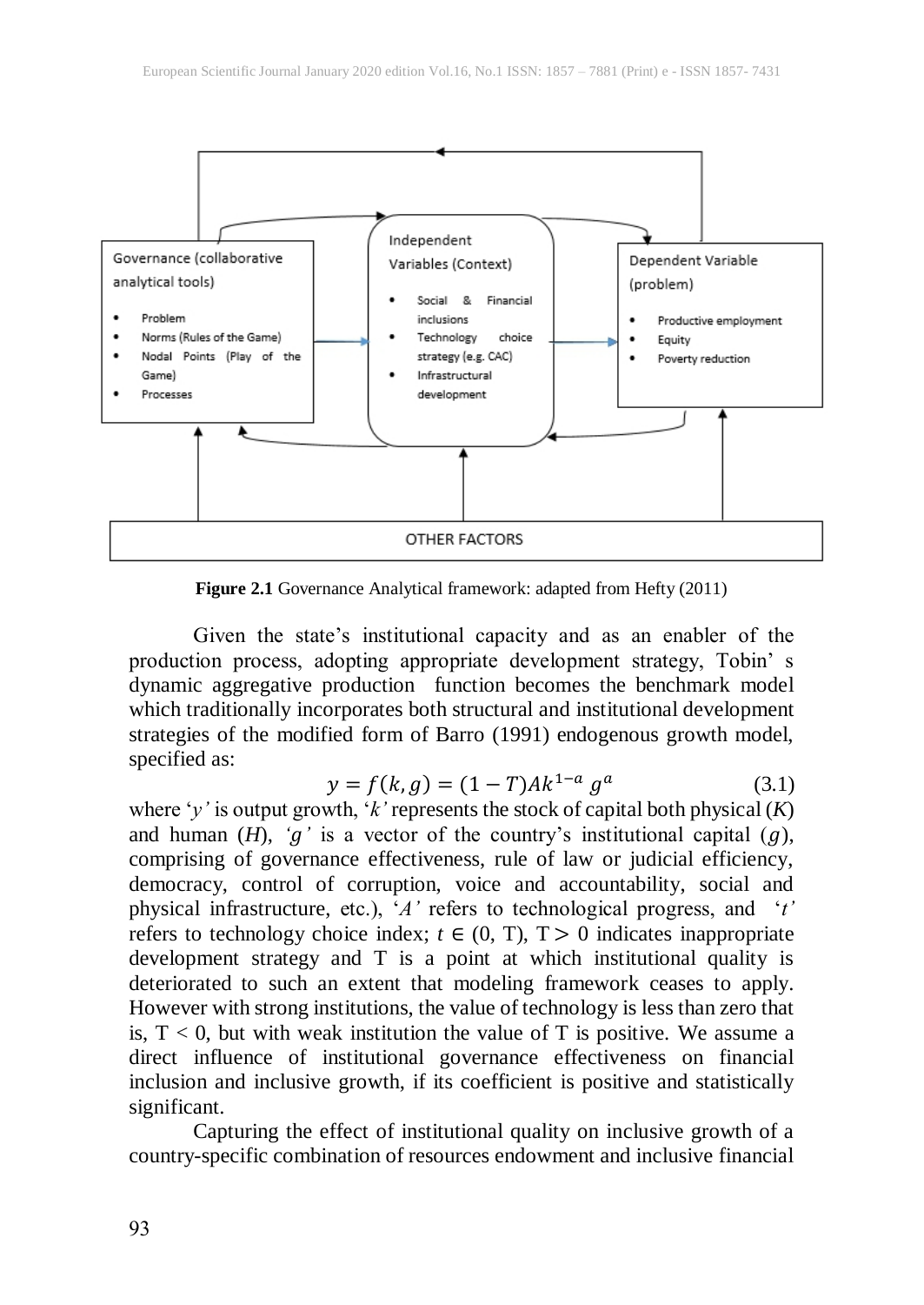Governance (collaborative analytical tools)

- Problem
- Norms (Rules of the Game)
- Nodal Points (Play of the Game)
- Processes

Independent Variables (Context)

- Social & Financial inclusions
- Technology choice strategy (e.g. CAC)
- Infrastructural development

Dependent Variable (problem)

- Productive employment
- Equity
- Poverty reduction

OTHER FACTORS

**Figure 2.1** Governance Analytical framework: adapted from Hefty (2011)

Given the state's institutional capacity and as an enabler of the production process, adopting appropriate development strategy, Tobin' s dynamic aggregative production function becomes the benchmark model which traditionally incorporates both structural and institutional development strategies of the modified form of Barro (1991) endogenous growth model, specified as:

$$y = f(k, g) = (1 - T)Ak^{1-a}\, g^{a} \qquad (3.1)$$

where '$y$' is output growth, '$k$' represents the stock of capital both physical ($K$) and human ($H$), '$g$' is a vector of the country's institutional capital ($g$), comprising of governance effectiveness, rule of law or judicial efficiency, democracy, control of corruption, voice and accountability, social and physical infrastructure, etc.), '$A$' refers to technological progress, and '$t$' refers to technology choice index; $t \in (0, T)$, $T > 0$ indicates inappropriate development strategy and T is a point at which institutional quality is deteriorated to such an extent that modeling framework ceases to apply. However with strong institutions, the value of technology is less than zero that is, $T < 0$, but with weak institution the value of T is positive. We assume a direct influence of institutional governance effectiveness on financial inclusion and inclusive growth, if its coefficient is positive and statistically significant.

Capturing the effect of institutional quality on inclusive growth of a country-specific combination of resources endowment and inclusive financial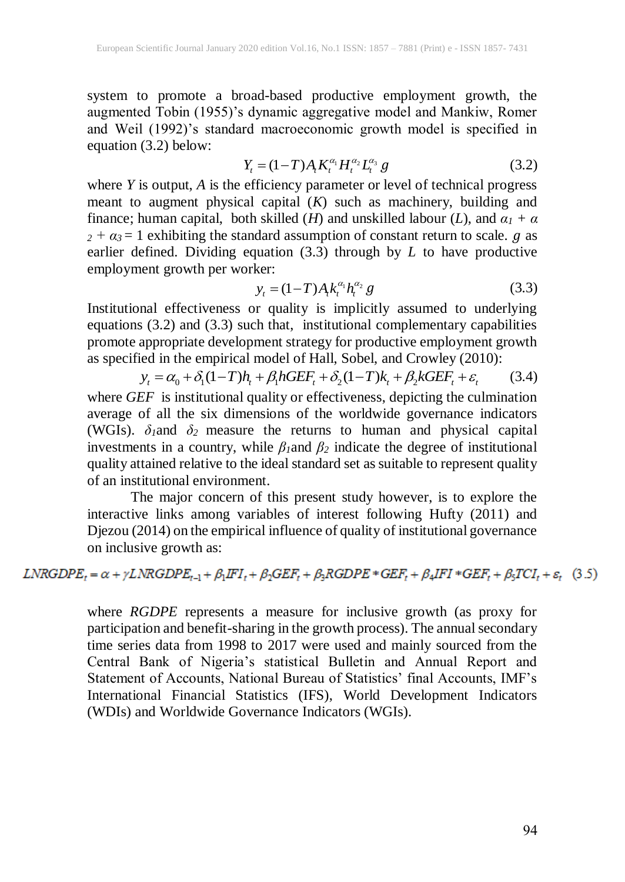system to promote a broad-based productive employment growth, the augmented Tobin (1955)'s dynamic aggregative model and Mankiw, Romer and Weil (1992)'s standard macroeconomic growth model is specified in equation (3.2) below:

$$Y_t = (1-T)A_t K_t^{\alpha_1} H_t^{\alpha_2} L_t^{\alpha_3}\, g \tag{3.2}$$

where *Y* is output, *A* is the efficiency parameter or level of technical progress meant to augment physical capital (*K*) such as machinery, building and finance; human capital, both skilled (*H*) and unskilled labour (*L*), and $\alpha_1 + \alpha_2 + \alpha_3 = 1$ exhibiting the standard assumption of constant return to scale. $g$ as earlier defined. Dividing equation (3.3) through by *L* to have productive employment growth per worker:

$$y_t = (1-T)A_t k_t^{\alpha_1} h_t^{\alpha_2}\, g \tag{3.3}$$

Institutional effectiveness or quality is implicitly assumed to underlying equations (3.2) and (3.3) such that, institutional complementary capabilities promote appropriate development strategy for productive employment growth as specified in the empirical model of Hall, Sobel, and Crowley (2010):

$$y_t = \alpha_0 + \delta_1(1-T)h_t + \beta_1 hGEF_t + \delta_2(1-T)k_t + \beta_2 kGEF_t + \varepsilon_t \tag{3.4}$$

where *GEF* is institutional quality or effectiveness, depicting the culmination average of all the six dimensions of the worldwide governance indicators (WGIs). $\delta_1$ and $\delta_2$ measure the returns to human and physical capital investments in a country, while $\beta_1$ and $\beta_2$ indicate the degree of institutional quality attained relative to the ideal standard set as suitable to represent quality of an institutional environment.

The major concern of this present study however, is to explore the interactive links among variables of interest following Hufty (2011) and Djezou (2014) on the empirical influence of quality of institutional governance on inclusive growth as:

$$LNRGDPE_t = \alpha + \gamma LNRGDPE_{t-1} + \beta_1 IFI_t + \beta_2 GEF_t + \beta_3 RGDPE * GEF_t + \beta_4 IFI * GEF_t + \beta_5 TCI_t + \varepsilon_t \tag{3.5}$$

where *RGDPE* represents a measure for inclusive growth (as proxy for participation and benefit-sharing in the growth process). The annual secondary time series data from 1998 to 2017 were used and mainly sourced from the Central Bank of Nigeria's statistical Bulletin and Annual Report and Statement of Accounts, National Bureau of Statistics' final Accounts, IMF's International Financial Statistics (IFS), World Development Indicators (WDIs) and Worldwide Governance Indicators (WGIs).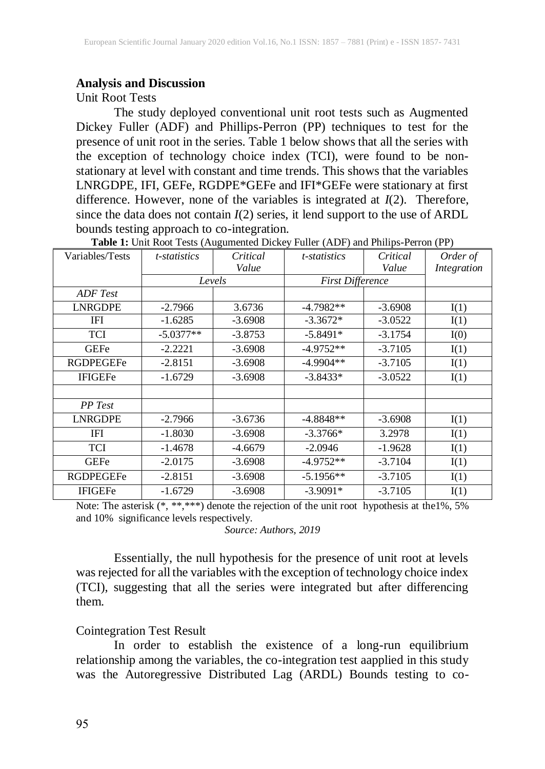**Analysis and Discussion**

Unit Root Tests

The study deployed conventional unit root tests such as Augmented Dickey Fuller (ADF) and Phillips-Perron (PP) techniques to test for the presence of unit root in the series. Table 1 below shows that all the series with the exception of technology choice index (TCI), were found to be non-stationary at level with constant and time trends. This shows that the variables LNRGDPE, IFI, GEFe, RGDPE*GEFe and IFI*GEFe were stationary at first difference. However, none of the variables is integrated at $I(2)$. Therefore, since the data does not contain $I(2)$ series, it lend support to the use of ARDL bounds testing approach to co-integration.

**Table 1:** Unit Root Tests (Augumented Dickey Fuller (ADF) and Philips-Perron (PP)

| Variables/Tests | *t-statistics* | *Critical Value* | *t-statistics* | *Critical Value* | *Order of Integration* |
|---|---|---|---|---|---|
| | *Levels* | | *First Difference* | | |
| *ADF Test* | | | | | |
| LNRGDPE | -2.7966 | 3.6736 | -4.7982** | -3.6908 | I(1) |
| IFI | -1.6285 | -3.6908 | -3.3672* | -3.0522 | I(1) |
| TCI | -5.0377** | -3.8753 | -5.8491* | -3.1754 | I(0) |
| GEFe | -2.2221 | -3.6908 | -4.9752** | -3.7105 | I(1) |
| RGDPEGEFe | -2.8151 | -3.6908 | -4.9904** | -3.7105 | I(1) |
| IFIGEFe | -1.6729 | -3.6908 | -3.8433* | -3.0522 | I(1) |
| | | | | | |
| *PP Test* | | | | | |
| LNRGDPE | -2.7966 | -3.6736 | -4.8848** | -3.6908 | I(1) |
| IFI | -1.8030 | -3.6908 | -3.3766* | 3.2978 | I(1) |
| TCI | -1.4678 | -4.6679 | -2.0946 | -1.9628 | I(1) |
| GEFe | -2.0175 | -3.6908 | -4.9752** | -3.7104 | I(1) |
| RGDPEGEFe | -2.8151 | -3.6908 | -5.1956** | -3.7105 | I(1) |
| IFIGEFe | -1.6729 | -3.6908 | -3.9091* | -3.7105 | I(1) |

Note: The asterisk (*, **,***) denote the rejection of the unit root hypothesis at the1%, 5% and 10% significance levels respectively.

*Source: Authors, 2019*

Essentially, the null hypothesis for the presence of unit root at levels was rejected for all the variables with the exception of technology choice index (TCI), suggesting that all the series were integrated but after differencing them.

Cointegration Test Result

In order to establish the existence of a long-run equilibrium relationship among the variables, the co-integration test aapplied in this study was the Autoregressive Distributed Lag (ARDL) Bounds testing to co-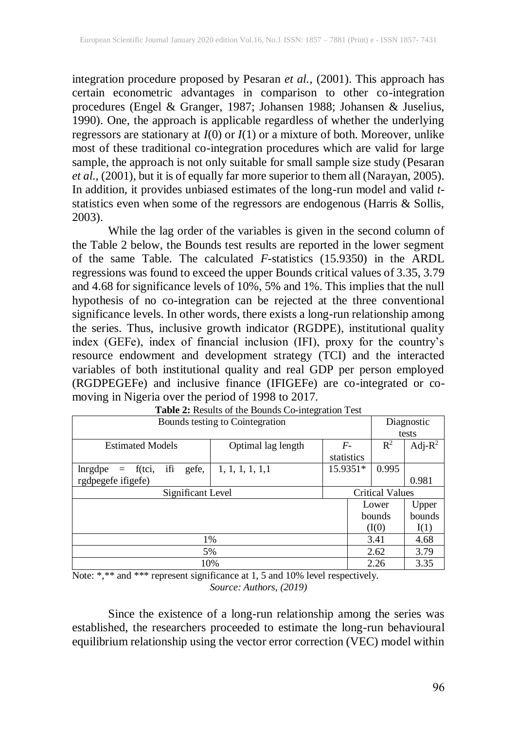integration procedure proposed by Pesaran *et al.,* (2001). This approach has certain econometric advantages in comparison to other co-integration procedures (Engel & Granger, 1987; Johansen 1988; Johansen & Juselius, 1990). One, the approach is applicable regardless of whether the underlying regressors are stationary at $I(0)$ or $I(1)$ or a mixture of both. Moreover, unlike most of these traditional co-integration procedures which are valid for large sample, the approach is not only suitable for small sample size study (Pesaran *et al.,* (2001), but it is of equally far more superior to them all (Narayan, 2005). In addition, it provides unbiased estimates of the long-run model and valid *t*-statistics even when some of the regressors are endogenous (Harris & Sollis, 2003).

While the lag order of the variables is given in the second column of the Table 2 below, the Bounds test results are reported in the lower segment of the same Table. The calculated *F*-statistics (15.9350) in the ARDL regressions was found to exceed the upper Bounds critical values of 3.35, 3.79 and 4.68 for significance levels of 10%, 5% and 1%. This implies that the null hypothesis of no co-integration can be rejected at the three conventional significance levels. In other words, there exists a long-run relationship among the series. Thus, inclusive growth indicator (RGDPE), institutional quality index (GEFe), index of financial inclusion (IFI), proxy for the country's resource endowment and development strategy (TCI) and the interacted variables of both institutional quality and real GDP per person employed (RGDPEGEFe) and inclusive finance (IFIGEFe) are co-integrated or co-moving in Nigeria over the period of 1998 to 2017.

**Table 2:** Results of the Bounds Co-integration Test

| Bounds testing to Cointegration | | | Diagnostic tests | |
|---|---|---|---|---|
| Estimated Models | Optimal lag length | *F*-statistics | $R^2$ | Adj-$R^2$ |
| lnrgdpe = f(tci, ifi gefe, rgdpegefe ifigefe) | 1, 1, 1, 1, 1,1 | 15.9351* | 0.995 | 0.981 |
| Significant Level | | | Critical Values | |
| | | | Lower bounds I(0) | Upper bounds I(1) |
| 1% | | | 3.41 | 4.68 |
| 5% | | | 2.62 | 3.79 |
| 10% | | | 2.26 | 3.35 |

Note: *,** and *** represent significance at 1, 5 and 10% level respectively.

*Source: Authors, (2019)*

Since the existence of a long-run relationship among the series was established, the researchers proceeded to estimate the long-run behavioural equilibrium relationship using the vector error correction (VEC) model within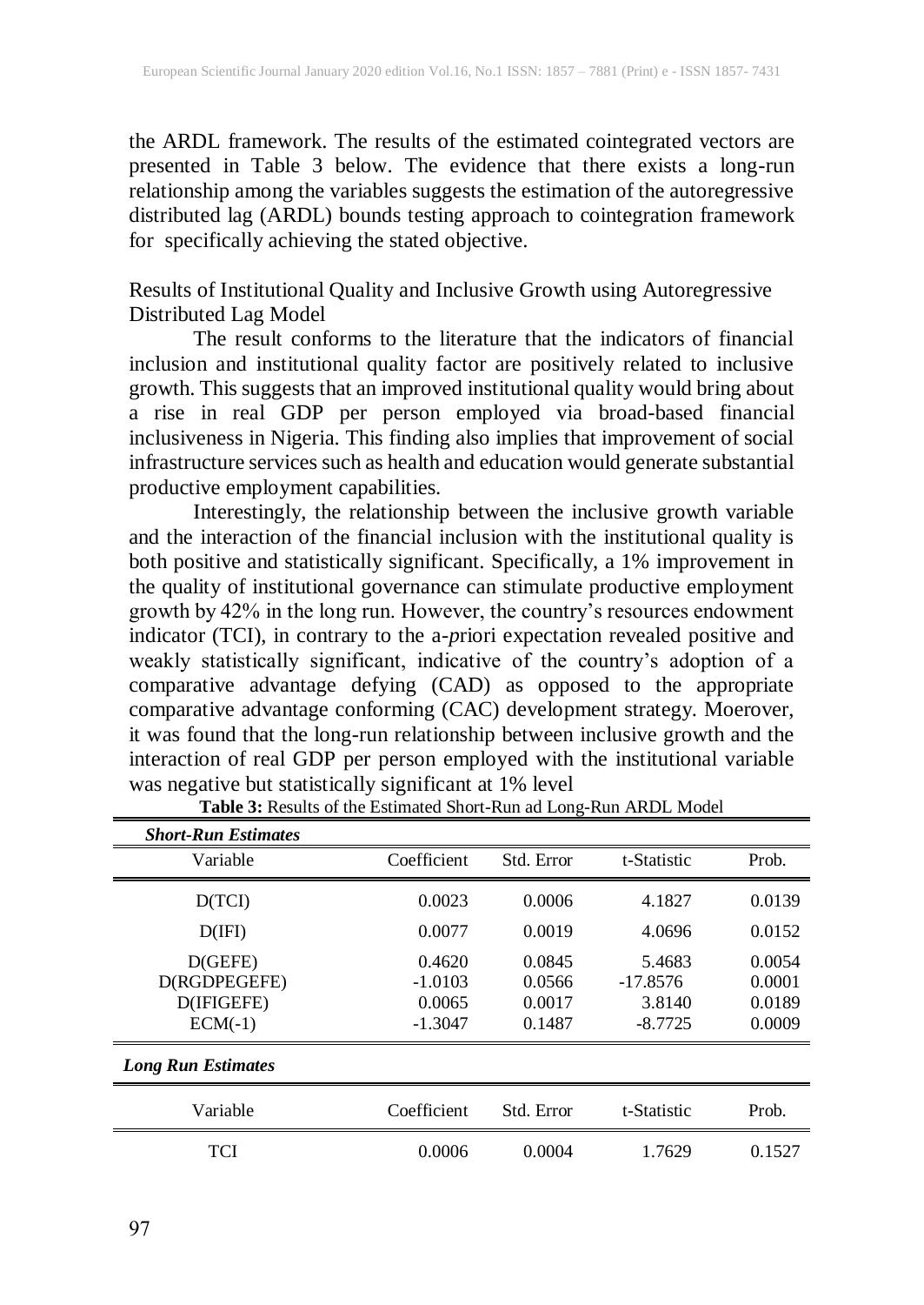the ARDL framework. The results of the estimated cointegrated vectors are presented in Table 3 below. The evidence that there exists a long-run relationship among the variables suggests the estimation of the autoregressive distributed lag (ARDL) bounds testing approach to cointegration framework for specifically achieving the stated objective.

Results of Institutional Quality and Inclusive Growth using Autoregressive Distributed Lag Model

The result conforms to the literature that the indicators of financial inclusion and institutional quality factor are positively related to inclusive growth. This suggests that an improved institutional quality would bring about a rise in real GDP per person employed via broad-based financial inclusiveness in Nigeria. This finding also implies that improvement of social infrastructure services such as health and education would generate substantial productive employment capabilities.

Interestingly, the relationship between the inclusive growth variable and the interaction of the financial inclusion with the institutional quality is both positive and statistically significant. Specifically, a 1% improvement in the quality of institutional governance can stimulate productive employment growth by 42% in the long run. However, the country's resources endowment indicator (TCI), in contrary to the a-*p*riori expectation revealed positive and weakly statistically significant, indicative of the country's adoption of a comparative advantage defying (CAD) as opposed to the appropriate comparative advantage conforming (CAC) development strategy. Moerover, it was found that the long-run relationship between inclusive growth and the interaction of real GDP per person employed with the institutional variable was negative but statistically significant at 1% level

**Table 3:** Results of the Estimated Short-Run ad Long-Run ARDL Model

| ***Short-Run Estimates*** | | | | |
|---|---|---|---|---|
| Variable | Coefficient | Std. Error | t-Statistic | Prob. |
| D(TCI) | 0.0023 | 0.0006 | 4.1827 | 0.0139 |
| D(IFI) | 0.0077 | 0.0019 | 4.0696 | 0.0152 |
| D(GEFE) | 0.4620 | 0.0845 | 5.4683 | 0.0054 |
| D(RGDPEGEFE) | -1.0103 | 0.0566 | -17.8576 | 0.0001 |
| D(IFIGEFE) | 0.0065 | 0.0017 | 3.8140 | 0.0189 |
| ECM(-1) | -1.3047 | 0.1487 | -8.7725 | 0.0009 |
| ***Long Run Estimates*** | | | | |
| Variable | Coefficient | Std. Error | t-Statistic | Prob. |
| TCI | 0.0006 | 0.0004 | 1.7629 | 0.1527 |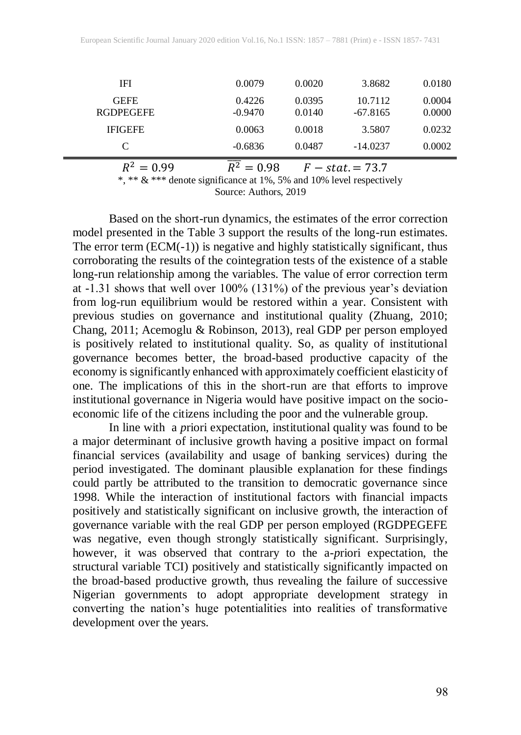| IFI | 0.0079 | 0.0020 | 3.8682 | 0.0180 |
|---|---|---|---|---|
| GEFE | 0.4226 | 0.0395 | 10.7112 | 0.0004 |
| RGDPEGEFE | -0.9470 | 0.0140 | -67.8165 | 0.0000 |
| IFIGEFE | 0.0063 | 0.0018 | 3.5807 | 0.0232 |
| C | -0.6836 | 0.0487 | -14.0237 | 0.0002 |
| $R^2 = 0.99$ | $\overline{R^2} = 0.98$ | $F - stat. = 73.7$ | | |

*, ** & *** denote significance at 1%, 5% and 10% level respectively

Source: Authors, 2019

Based on the short-run dynamics, the estimates of the error correction model presented in the Table 3 support the results of the long-run estimates. The error term (ECM(-1)) is negative and highly statistically significant, thus corroborating the results of the cointegration tests of the existence of a stable long-run relationship among the variables. The value of error correction term at -1.31 shows that well over 100% (131%) of the previous year's deviation from log-run equilibrium would be restored within a year. Consistent with previous studies on governance and institutional quality (Zhuang, 2010; Chang, 2011; Acemoglu & Robinson, 2013), real GDP per person employed is positively related to institutional quality. So, as quality of institutional governance becomes better, the broad-based productive capacity of the economy is significantly enhanced with approximately coefficient elasticity of one. The implications of this in the short-run are that efforts to improve institutional governance in Nigeria would have positive impact on the socio-economic life of the citizens including the poor and the vulnerable group.

In line with a *p*riori expectation, institutional quality was found to be a major determinant of inclusive growth having a positive impact on formal financial services (availability and usage of banking services) during the period investigated. The dominant plausible explanation for these findings could partly be attributed to the transition to democratic governance since 1998. While the interaction of institutional factors with financial impacts positively and statistically significant on inclusive growth, the interaction of governance variable with the real GDP per person employed (RGDPEGEFE was negative, even though strongly statistically significant. Surprisingly, however, it was observed that contrary to the a-*p*riori expectation, the structural variable TCI) positively and statistically significantly impacted on the broad-based productive growth, thus revealing the failure of successive Nigerian governments to adopt appropriate development strategy in converting the nation's huge potentialities into realities of transformative development over the years.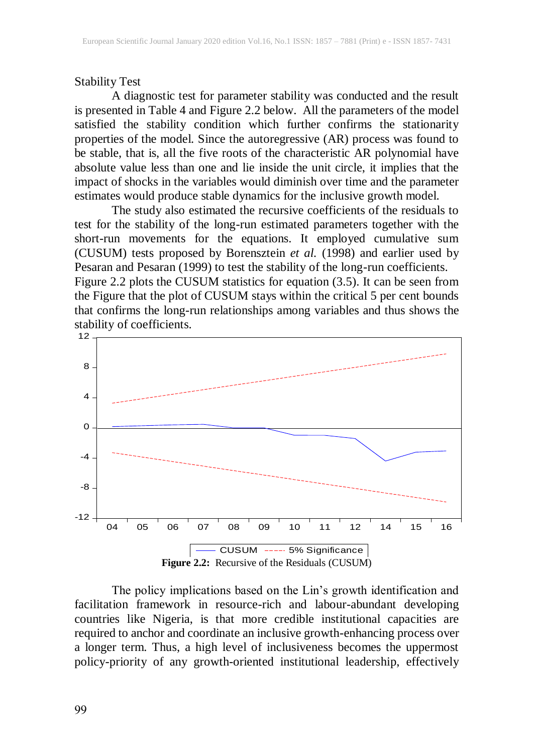Stability Test

A diagnostic test for parameter stability was conducted and the result is presented in Table 4 and Figure 2.2 below. All the parameters of the model satisfied the stability condition which further confirms the stationarity properties of the model. Since the autoregressive (AR) process was found to be stable, that is, all the five roots of the characteristic AR polynomial have absolute value less than one and lie inside the unit circle, it implies that the impact of shocks in the variables would diminish over time and the parameter estimates would produce stable dynamics for the inclusive growth model.

The study also estimated the recursive coefficients of the residuals to test for the stability of the long-run estimated parameters together with the short-run movements for the equations. It employed cumulative sum (CUSUM) tests proposed by Borensztein *et al.* (1998) and earlier used by Pesaran and Pesaran (1999) to test the stability of the long-run coefficients. Figure 2.2 plots the CUSUM statistics for equation (3.5). It can be seen from the Figure that the plot of CUSUM stays within the critical 5 per cent bounds that confirms the long-run relationships among variables and thus shows the stability of coefficients.

**Figure 2.2:** Recursive of the Residuals (CUSUM)

The policy implications based on the Lin's growth identification and facilitation framework in resource-rich and labour-abundant developing countries like Nigeria, is that more credible institutional capacities are required to anchor and coordinate an inclusive growth-enhancing process over a longer term. Thus, a high level of inclusiveness becomes the uppermost policy-priority of any growth-oriented institutional leadership, effectively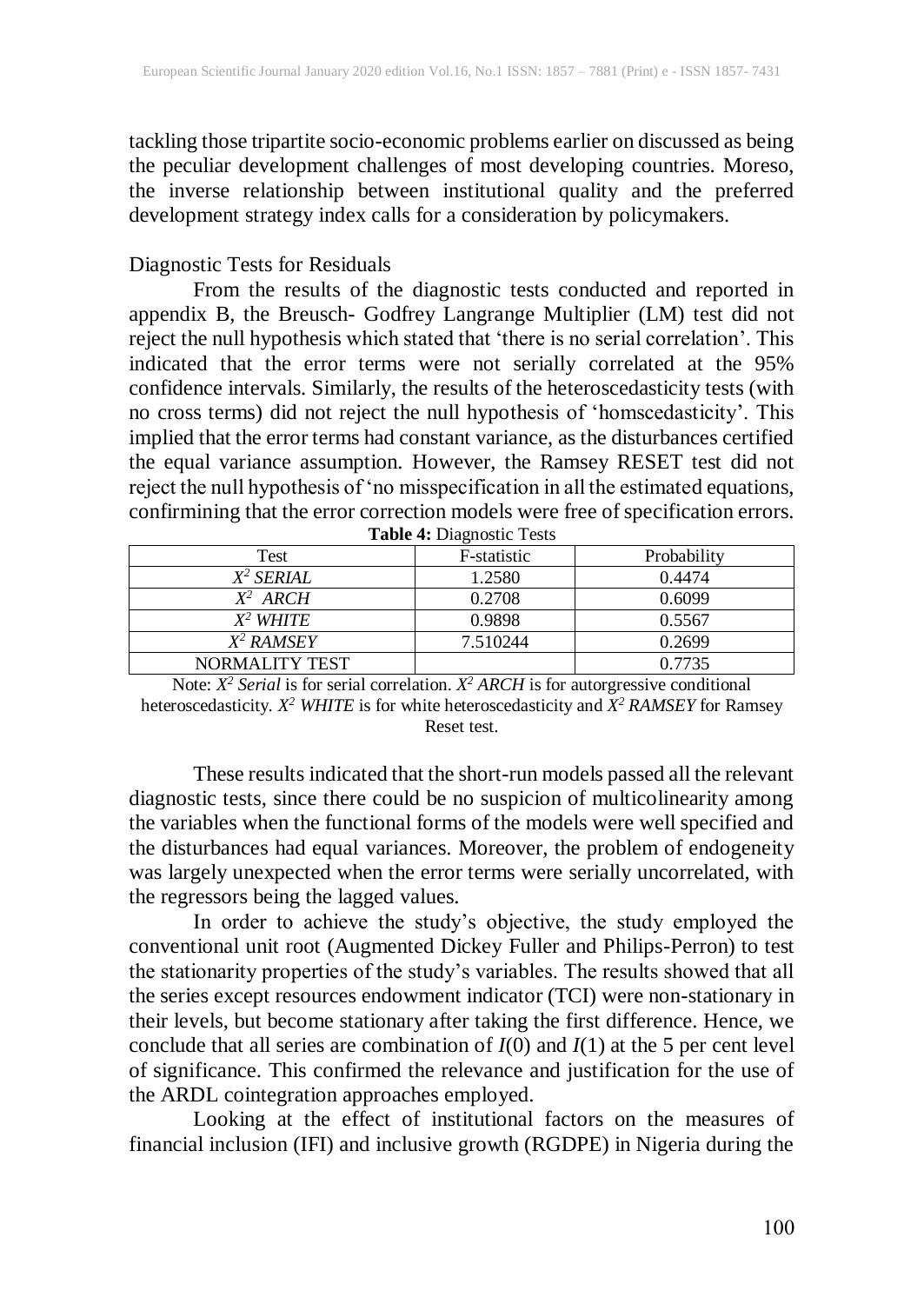tackling those tripartite socio-economic problems earlier on discussed as being the peculiar development challenges of most developing countries. Moreso, the inverse relationship between institutional quality and the preferred development strategy index calls for a consideration by policymakers.

### Diagnostic Tests for Residuals

From the results of the diagnostic tests conducted and reported in appendix B, the Breusch- Godfrey Langrange Multiplier (LM) test did not reject the null hypothesis which stated that 'there is no serial correlation'. This indicated that the error terms were not serially correlated at the 95% confidence intervals. Similarly, the results of the heteroscedasticity tests (with no cross terms) did not reject the null hypothesis of 'homscedasticity'. This implied that the error terms had constant variance, as the disturbances certified the equal variance assumption. However, the Ramsey RESET test did not reject the null hypothesis of 'no misspecification in all the estimated equations, confirmining that the error correction models were free of specification errors.

**Table 4:** Diagnostic Tests

| Test | F-statistic | Probability |
|---|---|---|
| $X^2$ *SERIAL* | 1.2580 | 0.4474 |
| $X^2$ *ARCH* | 0.2708 | 0.6099 |
| $X^2$ *WHITE* | 0.9898 | 0.5567 |
| $X^2$ *RAMSEY* | 7.510244 | 0.2699 |
| NORMALITY TEST | | 0.7735 |

Note: $X^2$ *Serial* is for serial correlation. $X^2$ *ARCH* is for autorgressive conditional heteroscedasticity. $X^2$ *WHITE* is for white heteroscedasticity and $X^2$ *RAMSEY* for Ramsey Reset test.

These results indicated that the short-run models passed all the relevant diagnostic tests, since there could be no suspicion of multicolinearity among the variables when the functional forms of the models were well specified and the disturbances had equal variances. Moreover, the problem of endogeneity was largely unexpected when the error terms were serially uncorrelated, with the regressors being the lagged values.

In order to achieve the study's objective, the study employed the conventional unit root (Augmented Dickey Fuller and Philips-Perron) to test the stationarity properties of the study's variables. The results showed that all the series except resources endowment indicator (TCI) were non-stationary in their levels, but become stationary after taking the first difference. Hence, we conclude that all series are combination of $I(0)$ and $I(1)$ at the 5 per cent level of significance. This confirmed the relevance and justification for the use of the ARDL cointegration approaches employed.

Looking at the effect of institutional factors on the measures of financial inclusion (IFI) and inclusive growth (RGDPE) in Nigeria during the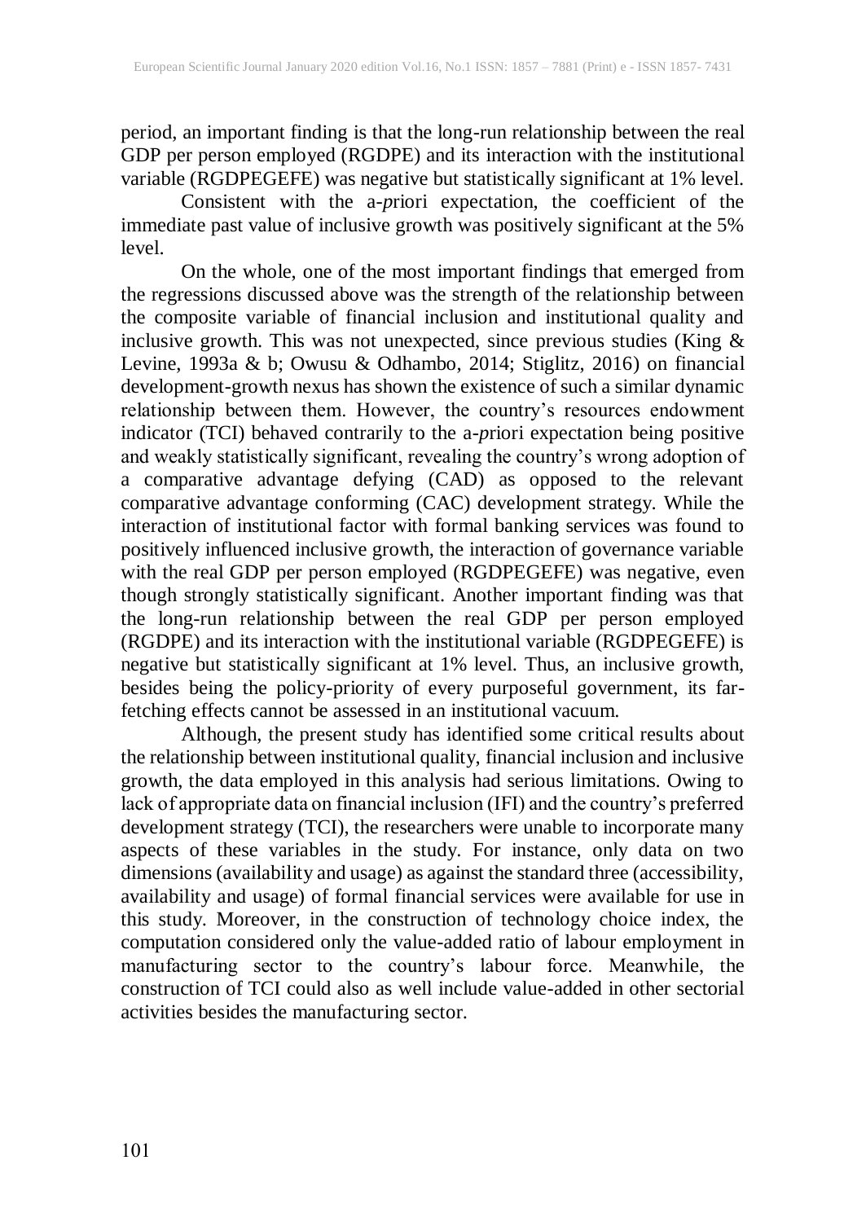period, an important finding is that the long-run relationship between the real GDP per person employed (RGDPE) and its interaction with the institutional variable (RGDPEGEFE) was negative but statistically significant at 1% level.

Consistent with the a-*p*riori expectation, the coefficient of the immediate past value of inclusive growth was positively significant at the 5% level.

On the whole, one of the most important findings that emerged from the regressions discussed above was the strength of the relationship between the composite variable of financial inclusion and institutional quality and inclusive growth. This was not unexpected, since previous studies (King & Levine, 1993a & b; Owusu & Odhambo, 2014; Stiglitz, 2016) on financial development-growth nexus has shown the existence of such a similar dynamic relationship between them. However, the country's resources endowment indicator (TCI) behaved contrarily to the a-*p*riori expectation being positive and weakly statistically significant, revealing the country's wrong adoption of a comparative advantage defying (CAD) as opposed to the relevant comparative advantage conforming (CAC) development strategy. While the interaction of institutional factor with formal banking services was found to positively influenced inclusive growth, the interaction of governance variable with the real GDP per person employed (RGDPEGEFE) was negative, even though strongly statistically significant. Another important finding was that the long-run relationship between the real GDP per person employed (RGDPE) and its interaction with the institutional variable (RGDPEGEFE) is negative but statistically significant at 1% level. Thus, an inclusive growth, besides being the policy-priority of every purposeful government, its far-fetching effects cannot be assessed in an institutional vacuum.

Although, the present study has identified some critical results about the relationship between institutional quality, financial inclusion and inclusive growth, the data employed in this analysis had serious limitations. Owing to lack of appropriate data on financial inclusion (IFI) and the country's preferred development strategy (TCI), the researchers were unable to incorporate many aspects of these variables in the study. For instance, only data on two dimensions (availability and usage) as against the standard three (accessibility, availability and usage) of formal financial services were available for use in this study. Moreover, in the construction of technology choice index, the computation considered only the value-added ratio of labour employment in manufacturing sector to the country's labour force. Meanwhile, the construction of TCI could also as well include value-added in other sectorial activities besides the manufacturing sector.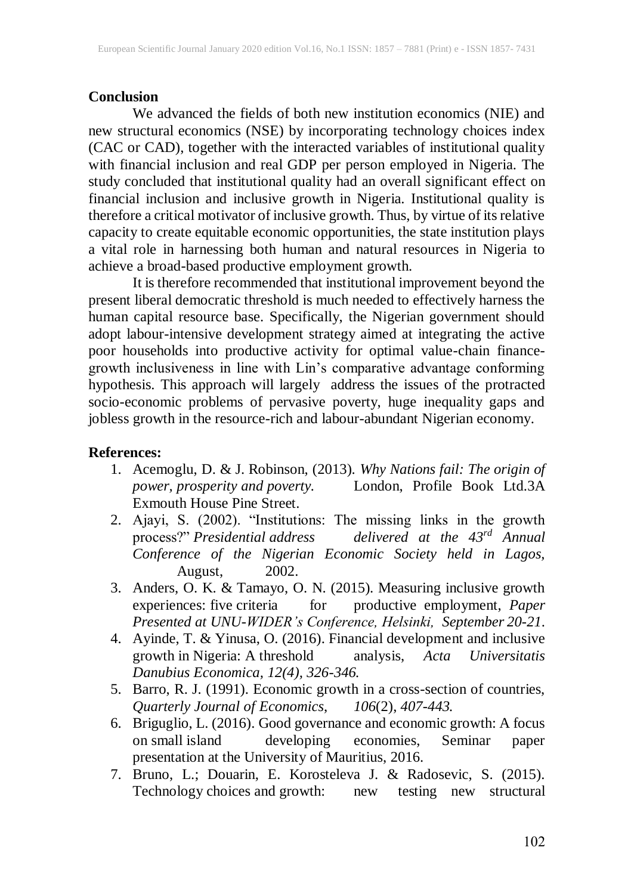## Conclusion

We advanced the fields of both new institution economics (NIE) and new structural economics (NSE) by incorporating technology choices index (CAC or CAD), together with the interacted variables of institutional quality with financial inclusion and real GDP per person employed in Nigeria. The study concluded that institutional quality had an overall significant effect on financial inclusion and inclusive growth in Nigeria. Institutional quality is therefore a critical motivator of inclusive growth. Thus, by virtue of its relative capacity to create equitable economic opportunities, the state institution plays a vital role in harnessing both human and natural resources in Nigeria to achieve a broad-based productive employment growth.

It is therefore recommended that institutional improvement beyond the present liberal democratic threshold is much needed to effectively harness the human capital resource base. Specifically, the Nigerian government should adopt labour-intensive development strategy aimed at integrating the active poor households into productive activity for optimal value-chain finance-growth inclusiveness in line with Lin's comparative advantage conforming hypothesis. This approach will largely address the issues of the protracted socio-economic problems of pervasive poverty, huge inequality gaps and jobless growth in the resource-rich and labour-abundant Nigerian economy.

## References:

1. Acemoglu, D. & J. Robinson, (2013). *Why Nations fail: The origin of power, prosperity and poverty.* London, Profile Book Ltd.3A Exmouth House Pine Street.
2. Ajayi, S. (2002). "Institutions: The missing links in the growth process?" *Presidential address delivered at the 43rd Annual Conference of the Nigerian Economic Society held in Lagos,* August, 2002.
3. Anders, O. K. & Tamayo, O. N. (2015). Measuring inclusive growth experiences: five criteria for productive employment, *Paper Presented at UNU-WIDER's Conference, Helsinki, September 20-21.*
4. Ayinde, T. & Yinusa, O. (2016). Financial development and inclusive growth in Nigeria: A threshold analysis, *Acta Universitatis Danubius Economica, 12(4), 326-346.*
5. Barro, R. J. (1991). Economic growth in a cross-section of countries, *Quarterly Journal of Economics, 106*(2), *407-443.*
6. Briguglio, L. (2016). Good governance and economic growth: A focus on small island developing economies, Seminar paper presentation at the University of Mauritius, 2016.
7. Bruno, L.; Douarin, E. Korosteleva J. & Radosevic, S. (2015). Technology choices and growth: new testing new structural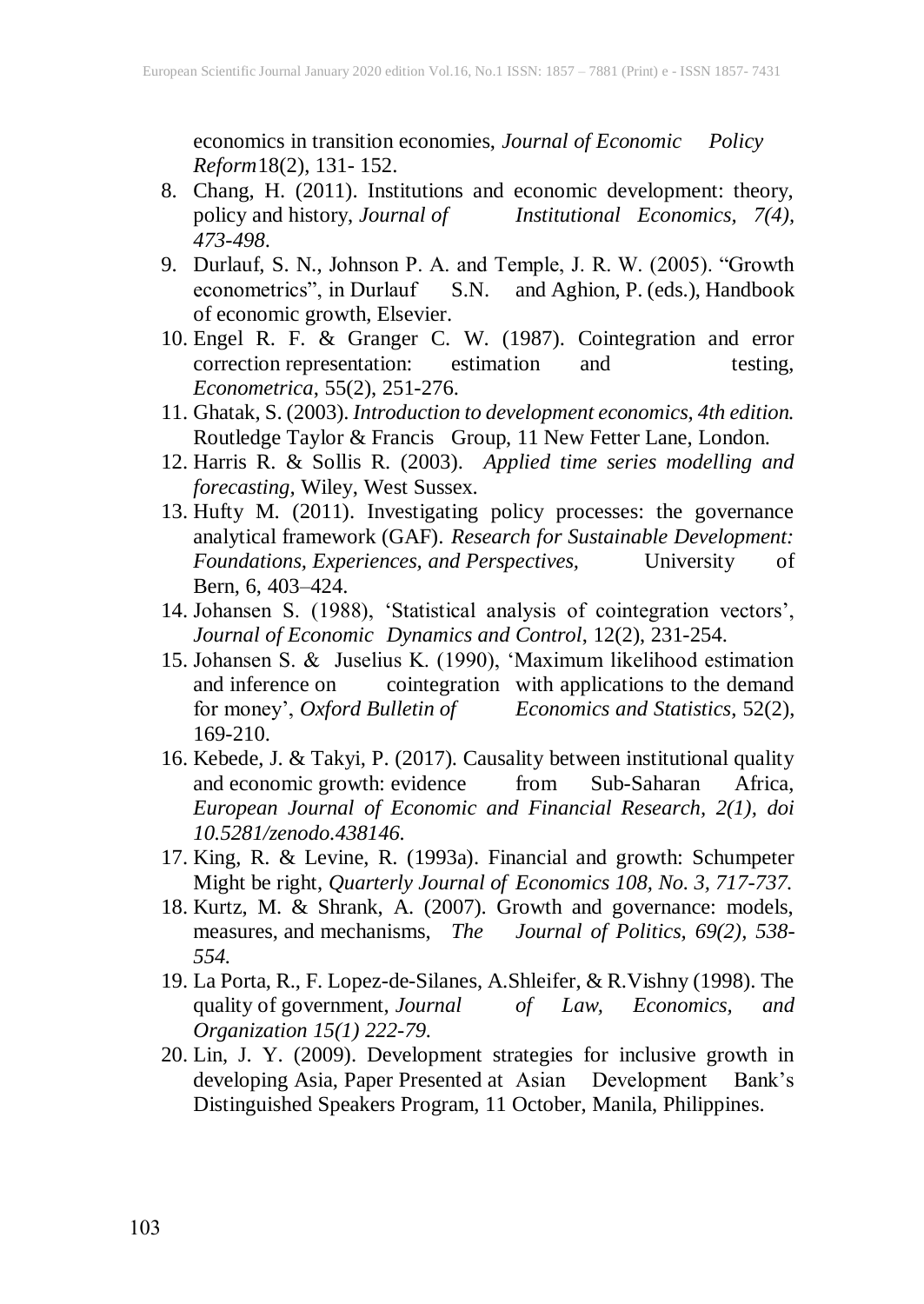economics in transition economies, *Journal of Economic Policy Reform*18(2), 131- 152.

8. Chang, H. (2011). Institutions and economic development: theory, policy and history, *Journal of Institutional Economics, 7(4), 473-498*.
9. Durlauf, S. N., Johnson P. A. and Temple, J. R. W. (2005). "Growth econometrics", in Durlauf S.N. and Aghion, P. (eds.), Handbook of economic growth, Elsevier.
10. Engel R. F. & Granger C. W. (1987). Cointegration and error correction representation: estimation and testing, *Econometrica*, 55(2), 251-276.
11. Ghatak, S. (2003). *Introduction to development economics, 4th edition.* Routledge Taylor & Francis Group, 11 New Fetter Lane, London.
12. Harris R. & Sollis R. (2003). *Applied time series modelling and forecasting*, Wiley, West Sussex.
13. Hufty M. (2011). Investigating policy processes: the governance analytical framework (GAF). *Research for Sustainable Development: Foundations, Experiences, and Perspectives,* University of Bern, 6, 403–424.
14. Johansen S. (1988), 'Statistical analysis of cointegration vectors', *Journal of Economic Dynamics and Control*, 12(2), 231-254.
15. Johansen S. & Juselius K. (1990), 'Maximum likelihood estimation and inference on cointegration with applications to the demand for money', *Oxford Bulletin of Economics and Statistics*, 52(2), 169-210.
16. Kebede, J. & Takyi, P. (2017). Causality between institutional quality and economic growth: evidence from Sub-Saharan Africa, *European Journal of Economic and Financial Research, 2(1), doi 10.5281/zenodo.438146.*
17. King, R. & Levine, R. (1993a). Financial and growth: Schumpeter Might be right, *Quarterly Journal of Economics 108, No. 3, 717-737.*
18. Kurtz, M. & Shrank, A. (2007). Growth and governance: models, measures, and mechanisms, *The Journal of Politics, 69(2), 538-554.*
19. La Porta, R., F. Lopez-de-Silanes, A.Shleifer, & R.Vishny (1998). The quality of government, *Journal of Law, Economics, and Organization 15(1) 222-79.*
20. Lin, J. Y. (2009). Development strategies for inclusive growth in developing Asia, Paper Presented at Asian Development Bank's Distinguished Speakers Program, 11 October, Manila, Philippines.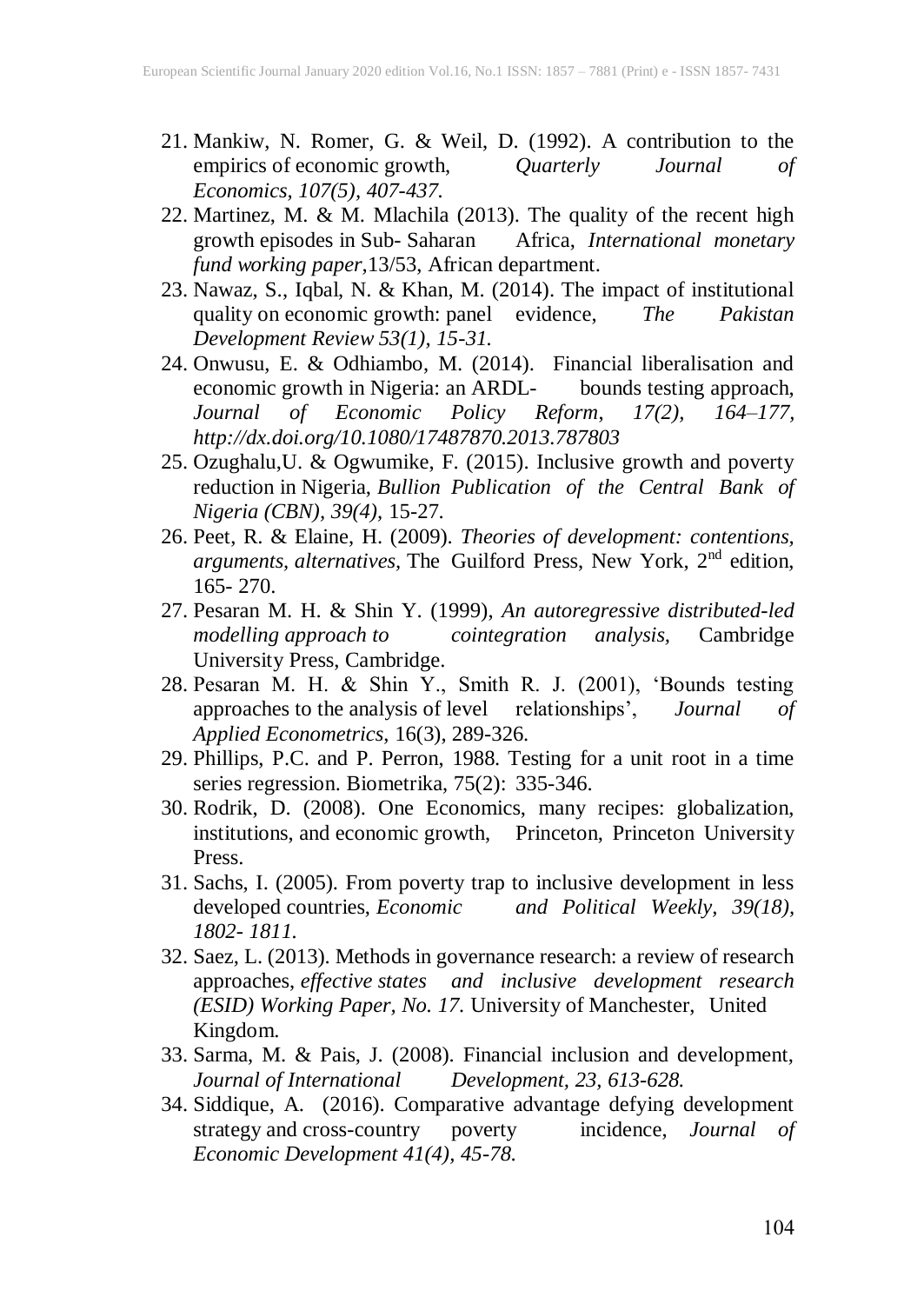21. Mankiw, N. Romer, G. & Weil, D. (1992). A contribution to the empirics of economic growth, *Quarterly Journal of Economics, 107(5), 407-437.*
22. Martinez, M. & M. Mlachila (2013). The quality of the recent high growth episodes in Sub- Saharan Africa, *International monetary fund working paper,*13/53, African department.
23. Nawaz, S., Iqbal, N. & Khan, M. (2014). The impact of institutional quality on economic growth: panel evidence, *The Pakistan Development Review 53(1), 15-31.*
24. Onwusu, E. & Odhiambo, M. (2014). Financial liberalisation and economic growth in Nigeria: an ARDL- bounds testing approach, *Journal of Economic Policy Reform, 17(2), 164–177, http://dx.doi.org/10.1080/17487870.2013.787803*
25. Ozughalu,U. & Ogwumike, F. (2015). Inclusive growth and poverty reduction in Nigeria, *Bullion Publication of the Central Bank of Nigeria (CBN), 39(4),* 15-27.
26. Peet, R. & Elaine, H. (2009). *Theories of development: contentions, arguments, alternatives,* The Guilford Press, New York, 2nd edition, 165- 270.
27. Pesaran M. H. & Shin Y. (1999), *An autoregressive distributed-led modelling approach to cointegration analysis,* Cambridge University Press, Cambridge.
28. Pesaran M. H. & Shin Y., Smith R. J. (2001), 'Bounds testing approaches to the analysis of level relationships', *Journal of Applied Econometrics,* 16(3), 289-326.
29. Phillips, P.C. and P. Perron, 1988. Testing for a unit root in a time series regression. Biometrika, 75(2): 335-346.
30. Rodrik, D. (2008). One Economics, many recipes: globalization, institutions, and economic growth, Princeton, Princeton University Press.
31. Sachs, I. (2005). From poverty trap to inclusive development in less developed countries, *Economic and Political Weekly, 39(18), 1802- 1811.*
32. Saez, L. (2013). Methods in governance research: a review of research approaches, *effective states and inclusive development research (ESID) Working Paper, No. 17.* University of Manchester, United Kingdom.
33. Sarma, M. & Pais, J. (2008). Financial inclusion and development, *Journal of International Development, 23, 613-628.*
34. Siddique, A. (2016). Comparative advantage defying development strategy and cross-country poverty incidence, *Journal of Economic Development 41(4), 45-78.*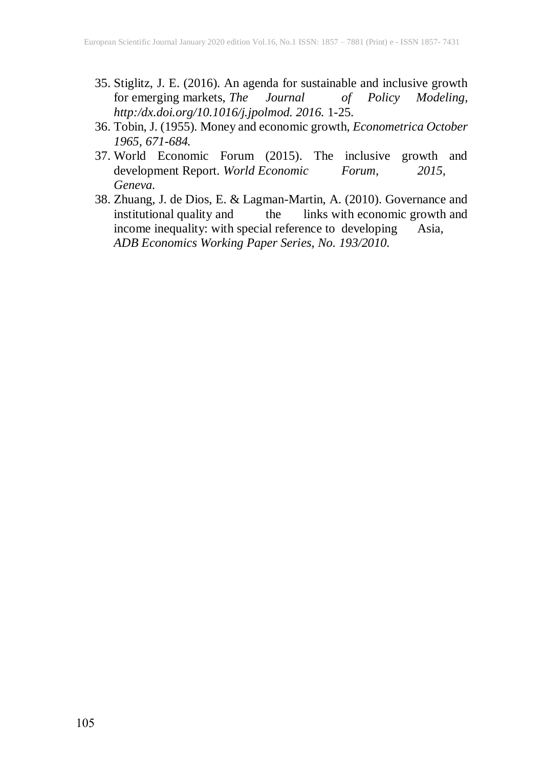35. Stiglitz, J. E. (2016). An agenda for sustainable and inclusive growth for emerging markets, *The Journal of Policy Modeling, http:/dx.doi.org/10.1016/j.jpolmod. 2016.* 1-25.
36. Tobin, J. (1955). Money and economic growth, *Econometrica October 1965, 671-684.*
37. World Economic Forum (2015). The inclusive growth and development Report. *World Economic Forum, 2015, Geneva.*
38. Zhuang, J. de Dios, E. & Lagman-Martin, A. (2010). Governance and institutional quality and the links with economic growth and income inequality: with special reference to developing Asia, *ADB Economics Working Paper Series, No. 193/2010.*